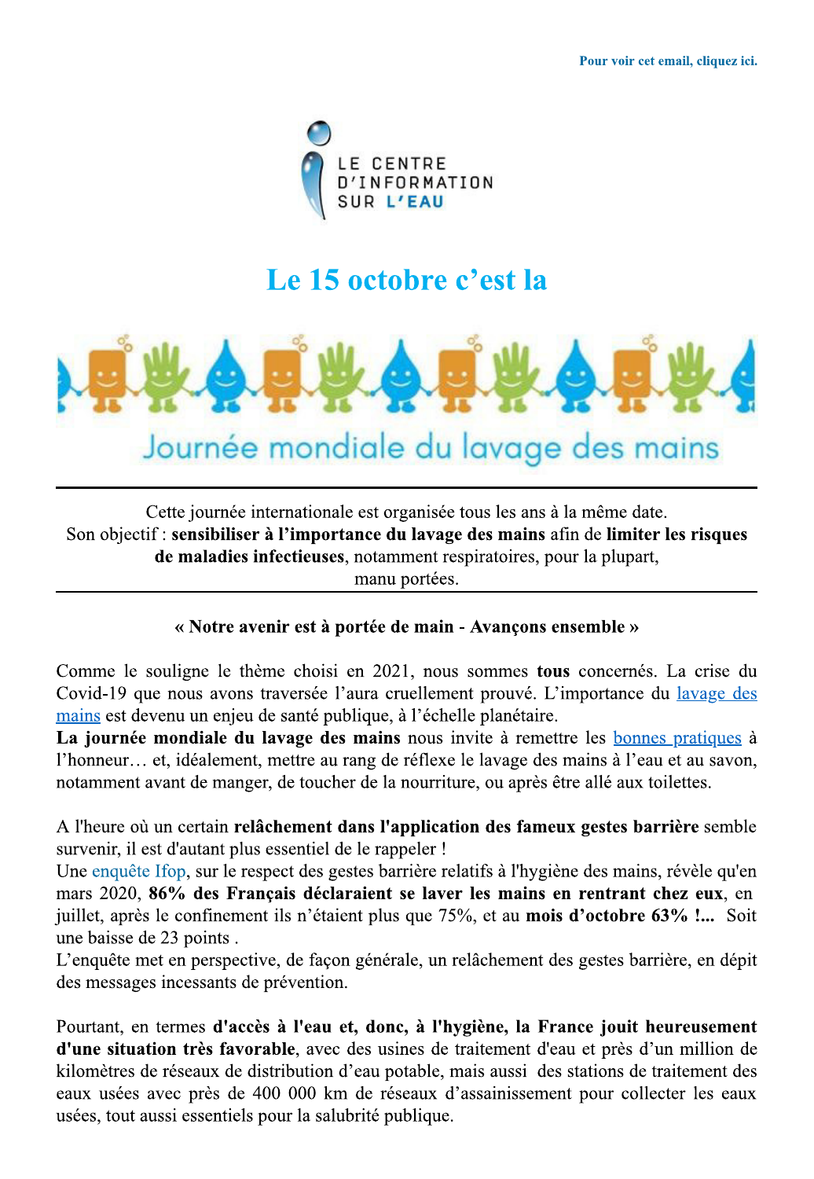Pour voir cet email, cliquez ici.

LE CENTRE D'INFORMATION SUR L'EAU

# Le 15 octobre c'est la

Journée mondiale du lavage des mains

---

Cette journée internationale est organisée tous les ans à la même date.
Son objectif : **sensibiliser à l'importance du lavage des mains** afin de **limiter les risques de maladies infectieuses**, notamment respiratoires, pour la plupart, manu portées.

---

**« Notre avenir est à portée de main - Avançons ensemble »**

Comme le souligne le thème choisi en 2021, nous sommes **tous** concernés. La crise du Covid-19 que nous avons traversée l'aura cruellement prouvé. L'importance du lavage des mains est devenu un enjeu de santé publique, à l'échelle planétaire.
**La journée mondiale du lavage des mains** nous invite à remettre les bonnes pratiques à l'honneur… et, idéalement, mettre au rang de réflexe le lavage des mains à l'eau et au savon, notamment avant de manger, de toucher de la nourriture, ou après être allé aux toilettes.

A l'heure où un certain **relâchement dans l'application des fameux gestes barrière** semble survenir, il est d'autant plus essentiel de le rappeler !
Une enquête Ifop, sur le respect des gestes barrière relatifs à l'hygiène des mains, révèle qu'en mars 2020, **86% des Français déclaraient se laver les mains en rentrant chez eux**, en juillet, après le confinement ils n'étaient plus que 75%, et au **mois d'octobre 63% !...** Soit une baisse de 23 points .
L'enquête met en perspective, de façon générale, un relâchement des gestes barrière, en dépit des messages incessants de prévention.

Pourtant, en termes **d'accès à l'eau et, donc, à l'hygiène, la France jouit heureusement d'une situation très favorable**, avec des usines de traitement d'eau et près d'un million de kilomètres de réseaux de distribution d'eau potable, mais aussi des stations de traitement des eaux usées avec près de 400 000 km de réseaux d'assainissement pour collecter les eaux usées, tout aussi essentiels pour la salubrité publique.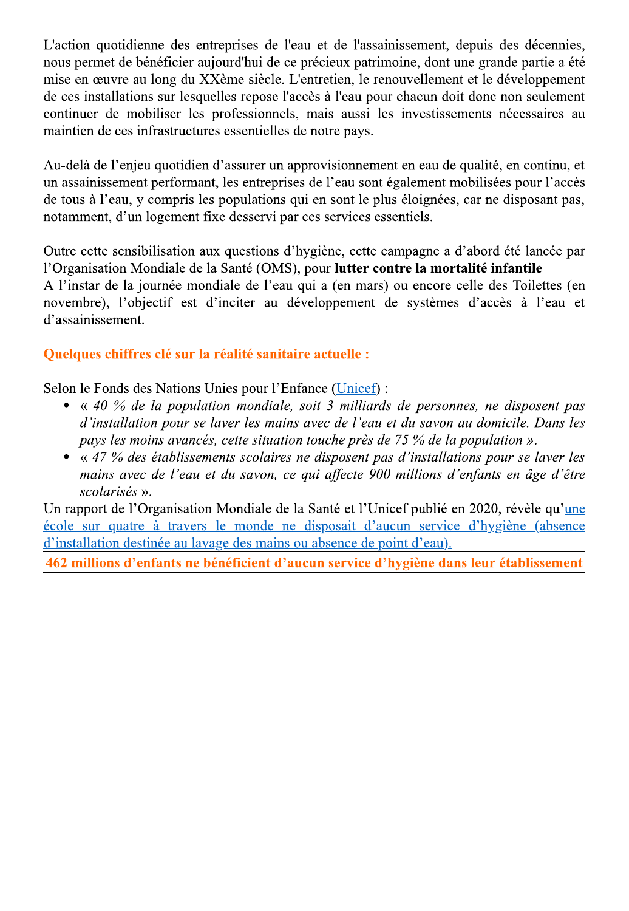L'action quotidienne des entreprises de l'eau et de l'assainissement, depuis des décennies, nous permet de bénéficier aujourd'hui de ce précieux patrimoine, dont une grande partie a été mise en œuvre au long du XXème siècle. L'entretien, le renouvellement et le développement de ces installations sur lesquelles repose l'accès à l'eau pour chacun doit donc non seulement continuer de mobiliser les professionnels, mais aussi les investissements nécessaires au maintien de ces infrastructures essentielles de notre pays.

Au-delà de l'enjeu quotidien d'assurer un approvisionnement en eau de qualité, en continu, et un assainissement performant, les entreprises de l'eau sont également mobilisées pour l'accès de tous à l'eau, y compris les populations qui en sont le plus éloignées, car ne disposant pas, notamment, d'un logement fixe desservi par ces services essentiels.

Outre cette sensibilisation aux questions d'hygiène, cette campagne a d'abord été lancée par l'Organisation Mondiale de la Santé (OMS), pour **lutter contre la mortalité infantile**
A l'instar de la journée mondiale de l'eau qui a (en mars) ou encore celle des Toilettes (en novembre), l'objectif est d'inciter au développement de systèmes d'accès à l'eau et d'assainissement.

**Quelques chiffres clé sur la réalité sanitaire actuelle :**

Selon le Fonds des Nations Unies pour l'Enfance (Unicef) :

- « *40 % de la population mondiale, soit 3 milliards de personnes, ne disposent pas d'installation pour se laver les mains avec de l'eau et du savon au domicile. Dans les pays les moins avancés, cette situation touche près de 75 % de la population* ».
- « *47 % des établissements scolaires ne disposent pas d'installations pour se laver les mains avec de l'eau et du savon, ce qui affecte 900 millions d'enfants en âge d'être scolarisés* ».

Un rapport de l'Organisation Mondiale de la Santé et l'Unicef publié en 2020, révèle qu'une école sur quatre à travers le monde ne disposait d'aucun service d'hygiène (absence d'installation destinée au lavage des mains ou absence de point d'eau).

**462 millions d'enfants ne bénéficient d'aucun service d'hygiène dans leur établissement**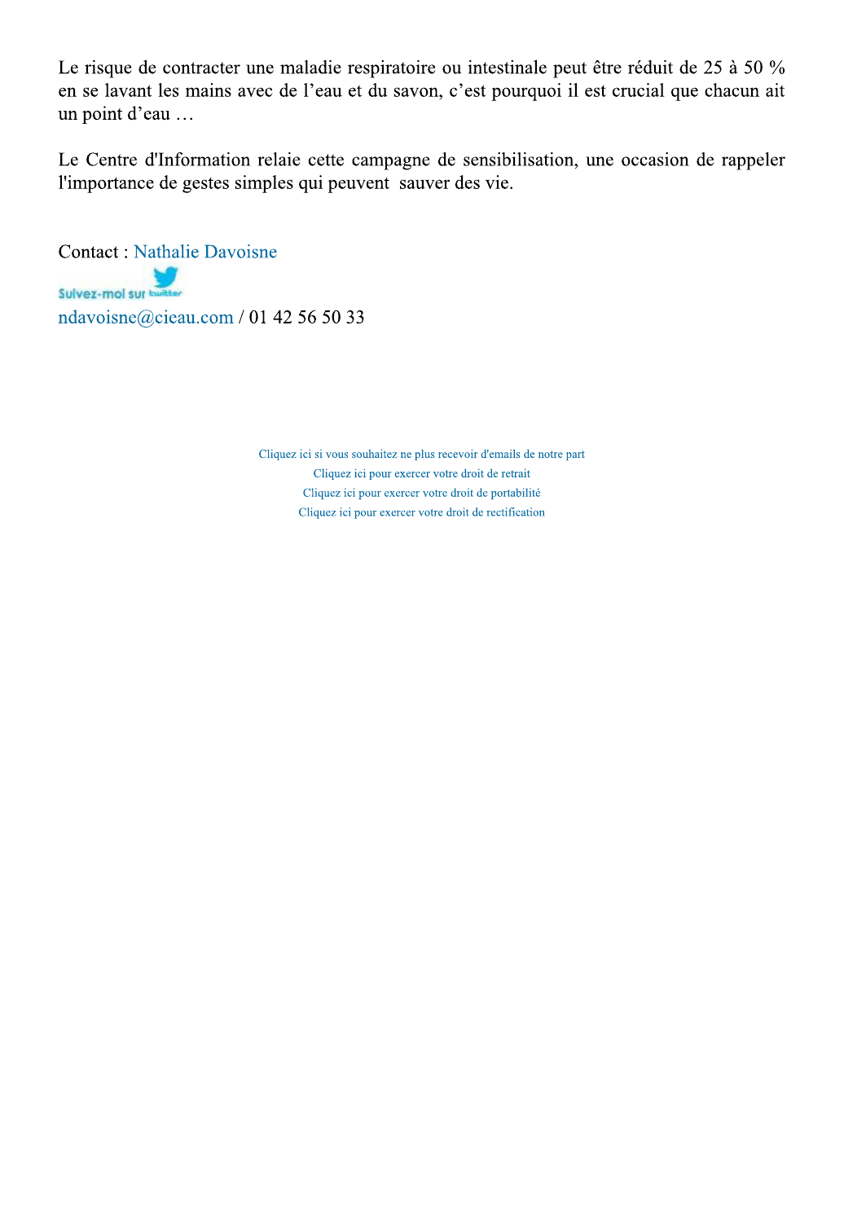Le risque de contracter une maladie respiratoire ou intestinale peut être réduit de 25 à 50 % en se lavant les mains avec de l'eau et du savon, c'est pourquoi il est crucial que chacun ait un point d'eau …

Le Centre d'Information relaie cette campagne de sensibilisation, une occasion de rappeler l'importance de gestes simples qui peuvent sauver des vie.

Contact : Nathalie Davoisne

Suivez-moi sur twitter

ndavoisne@cieau.com / 01 42 56 50 33

Cliquez ici si vous souhaitez ne plus recevoir d'emails de notre part

Cliquez ici pour exercer votre droit de retrait

Cliquez ici pour exercer votre droit de portabilité

Cliquez ici pour exercer votre droit de rectification